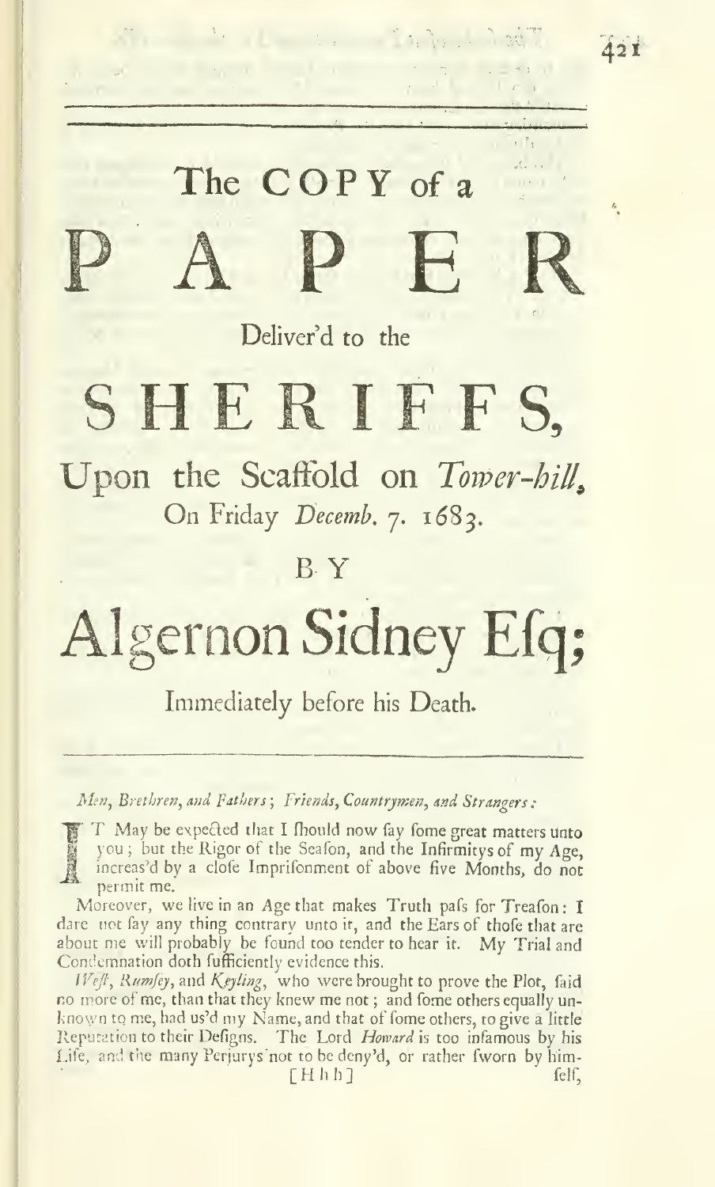# The COPY of a PAPER

## Deliver'd to the

# SHERIFFS,

## Upon the Scaffold on *Tower-hill*, On Friday *Decemb.* 7. 1683.

## BY

# Algernon Sidney Efq;

## Immediately before his Death.

*Men, Brethren, and Fathers; Friends, Countrymen, and Strangers:*

IT May be expected that I fhould now fay fome great matters unto you; but the Rigor of the Seafon, and the Infirmitys of my Age, increas'd by a clofe Imprifonment of above five Months, do not permit me.

Moreover, we live in an Age that makes Truth pafs for Treafon: I dare not fay any thing contrary unto it, and the Ears of thofe that are about me will probably be found too tender to hear it. My Trial and Condemnation doth fufficiently evidence this.

*Weft, Rumfey,* and *Keyling,* who were brought to prove the Plot, faid no more of me, than that they knew me not; and fome others equally unknown to me, had us'd my Name, and that of fome others, to give a little Reputation to their Defigns. The Lord *Howard* is too infamous by his Life, and the many Perjurys not to be deny'd, or rather fworn by him-

[Hhh] felf,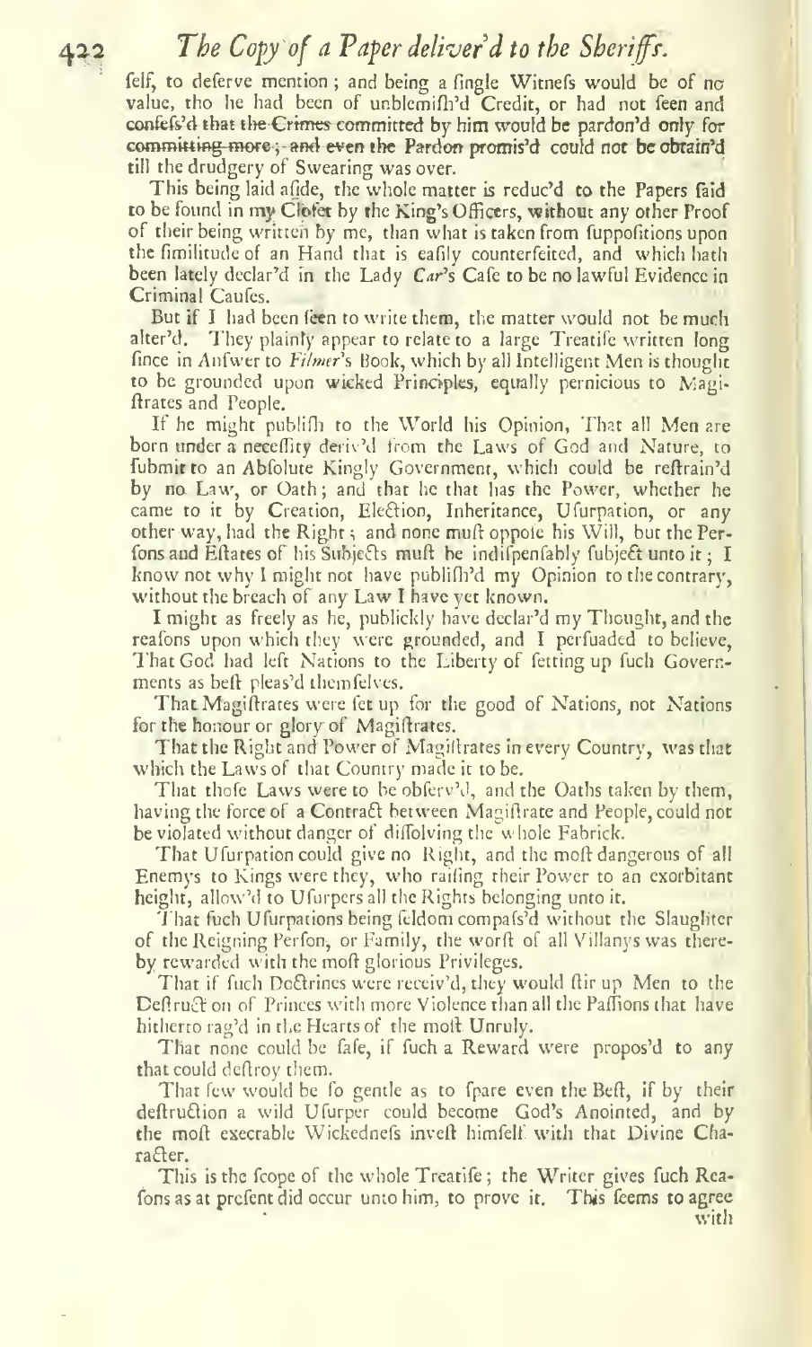ſelf, to deſerve mention; and being a ſingle Witneſs would be of no value, tho he had been of unblemiſh'd Credit, or had not ſeen and confeſs'd that the Crimes committed by him would be pardon'd only for committing more; and even the Pardon promis'd could not be obtain'd till the drudgery of Swearing was over.

This being laid aſide, the whole matter is reduc'd to the Papers ſaid to be found in my Cloſet by the King's Officers, without any other Proof of their being written by me, than what is taken from ſuppoſitions upon the ſimilitude of an Hand that is eaſily counterfeited, and which hath been lately declar'd in the Lady *Car's* Caſe to be no lawful Evidence in Criminal Cauſes.

But if I had been ſeen to write them, the matter would not be much alter'd. They plainly appear to relate to a large Treatiſe written long ſince in Anſwer to *Filmer's* Book, which by all Intelligent Men is thought to be grounded upon wicked Principles, equally pernicious to Magiſtrates and People.

If he might publiſh to the World his Opinion, That all Men are born under a neceſſity deriv'd from the Laws of God and Nature, to ſubmit to an Abſolute Kingly Government, which could be reſtrain'd by no Law, or Oath; and that he that has the Power, whether he came to it by Creation, Election, Inheritance, Uſurpation, or any other way, had the Right; and none muſt oppoſe his Will, but the Perſons and Eſtates of his Subjects muſt be indiſpenſably ſubject unto it; I know not why I might not have publiſh'd my Opinion to the contrary, without the breach of any Law I have yet known.

I might as freely as he, publickly have declar'd my Thought, and the reaſons upon which they were grounded, and I perſuaded to believe, That God had left Nations to the Liberty of ſetting up ſuch Governments as beſt pleas'd themſelves.

That Magiſtrates were ſet up for the good of Nations, not Nations for the honour or glory of Magiſtrates.

That the Right and Power of Magiſtrates in every Country, was that which the Laws of that Country made it to be.

That thoſe Laws were to be obſerv'd, and the Oaths taken by them, having the force of a Contract between Magiſtrate and People, could not be violated without danger of diſſolving the whole Fabrick.

That Uſurpation could give no Right, and the moſt dangerous of all Enemys to Kings were they, who raiſing their Power to an exorbitant height, allow'd to Uſurpers all the Rights belonging unto it.

That ſuch Uſurpations being ſeldom compaſs'd without the Slaughter of the Reigning Perſon, or Family, the worſt of all Villanys was thereby rewarded with the moſt glorious Privileges.

That if ſuch Doctrines were receiv'd, they would ſtir up Men to the Deſtruction of Princes with more Violence than all the Paſſions that have hitherto rag'd in the Hearts of the moſt Unruly.

That none could be ſafe, if ſuch a Reward were propos'd to any that could deſtroy them.

That few would be ſo gentle as to ſpare even the Beſt, if by their deſtruction a wild Uſurper could become God's Anointed, and by the moſt execrable Wickedneſs inveſt himſelf with that Divine Character.

This is the ſcope of the whole Treatiſe; the Writer gives ſuch Reaſons as at preſent did occur unto him, to prove it. This ſeems to agree with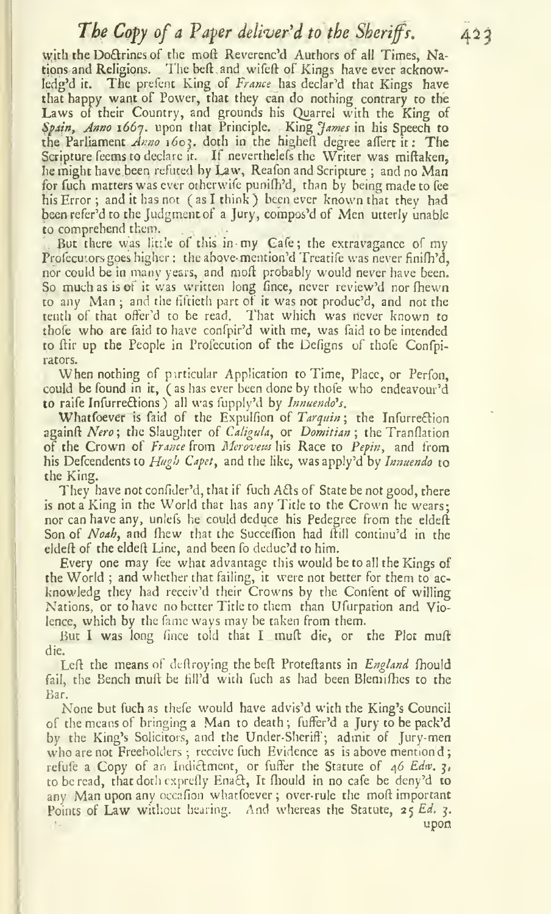with the Doctrines of the most Reverenc'd Authors of all Times, Nations and Religions. The best and wisest of Kings have ever acknowledg'd it. The present King of *France* has declar'd that Kings have that happy want of Power, that they can do nothing contrary to the Laws of their Country, and grounds his Quarrel with the King of *Spain*, *Anno* 1667. upon that Principle. King *James* in his Speech to the Parliament *Anno* 1603. doth in the highest degree assert it: The Scripture seems to declare it. If nevertheless the Writer was mistaken, he might have been refuted by Law, Reason and Scripture; and no Man for such matters was ever otherwise punish'd, than by being made to see his Error; and it has not (as I think) been ever known that they had been refer'd to the Judgment of a Jury, compos'd of Men utterly unable to comprehend them.

But there was little of this in my Case; the extravagance of my Prosecutors goes higher: the above-mention'd Treatise was never finish'd, nor could be in many years, and most probably would never have been. So much as is of it was written long since, never review'd nor shewn to any Man; and the fiftieth part of it was not produc'd, and not the tenth of that offer'd to be read. That which was never known to those who are said to have conspir'd with me, was said to be intended to stir up the People in Prosecution of the Designs of those Conspirators.

When nothing of particular Application to Time, Place, or Person, could be found in it, (as has ever been done by those who endeavour'd to raise Insurrections) all was supply'd by *Innuendo's*.

Whatsoever is said of the Expulsion of *Tarquin*; the Insurrection against *Nero*; the Slaughter of *Caligula*, or *Domitian*; the Translation of the Crown of *France* from *Meroveus* his Race to *Pepin*, and from his Descendents to *Hugh Capet*, and the like, was apply'd by *Innuendo* to the King.

They have not consider'd, that if such Acts of State be not good, there is not a King in the World that has any Title to the Crown he wears; nor can have any, unless he could deduce his Pedegree from the eldest Son of *Noah*, and shew that the Succession had still continu'd in the eldest of the eldest Line, and been so deduc'd to him.

Every one may see what advantage this would be to all the Kings of the World; and whether that failing, it were not better for them to acknowledg they had receiv'd their Crowns by the Consent of willing Nations, or to have no better Title to them than Usurpation and Violence, which by the same ways may be taken from them.

But I was long since told that I must die, or the Plot must die.

Lest the means of destroying the best Protestants in *England* should fail, the Bench must be fill'd with such as had been Blemishes to the Bar.

None but such as these would have advis'd with the King's Council of the means of bringing a Man to death; suffer'd a Jury to be pack'd by the King's Solicitors, and the Under-Sheriff; admit of Jury-men who are not Freeholders; receive such Evidence as is above mention'd; refuse a Copy of an Indictment, or suffer the Statute of 46 *Edw.* 3. to be read, that doth expresly Enact, It should in no case be deny'd to any Man upon any occasion whatsoever; over-rule the most important Points of Law without hearing. And whereas the Statute, 25 *Ed.* 3. upon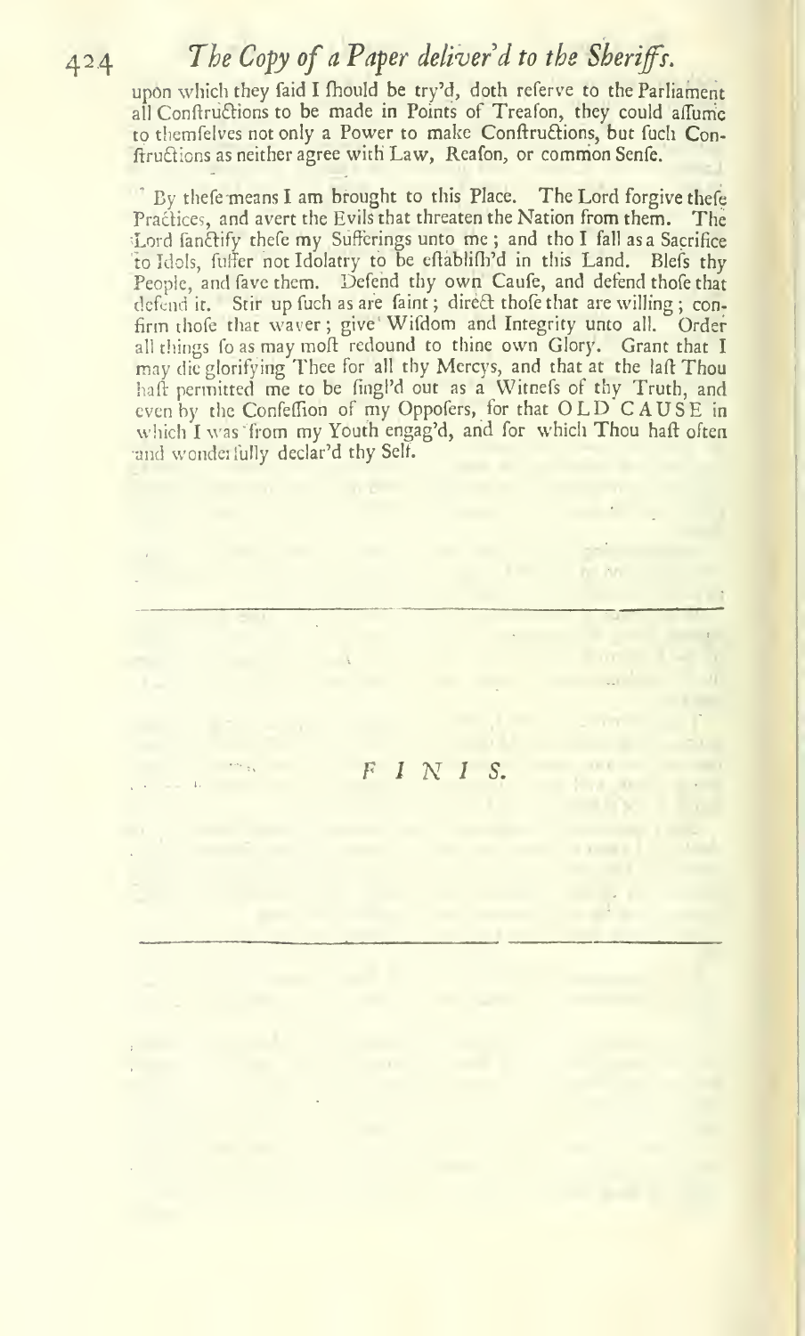upon which they said I should be try'd, doth reserve to the Parliament all Constructions to be made in Points of Treason, they could assume to themselves not only a Power to make Constructions, but such Constructions as neither agree with Law, Reason, or common Sense.

By these means I am brought to this Place. The Lord forgive these Practices, and avert the Evils that threaten the Nation from them. The Lord sanctify these my Sufferings unto me; and tho I fall as a Sacrifice to Idols, suffer not Idolatry to be establish'd in this Land. Bless thy People, and save them. Defend thy own Cause, and defend those that defend it. Stir up such as are faint; direct those that are willing; confirm those that waver; give Wisdom and Integrity unto all. Order all things so as may most redound to thine own Glory. Grant that I may die glorifying Thee for all thy Mercys, and that at the last Thou hast permitted me to be singl'd out as a Witness of thy Truth, and even by the Confession of my Opposers, for that OLD CAUSE in which I was from my Youth engag'd, and for which Thou hast often and wonderfully declar'd thy Self.

*FINIS.*